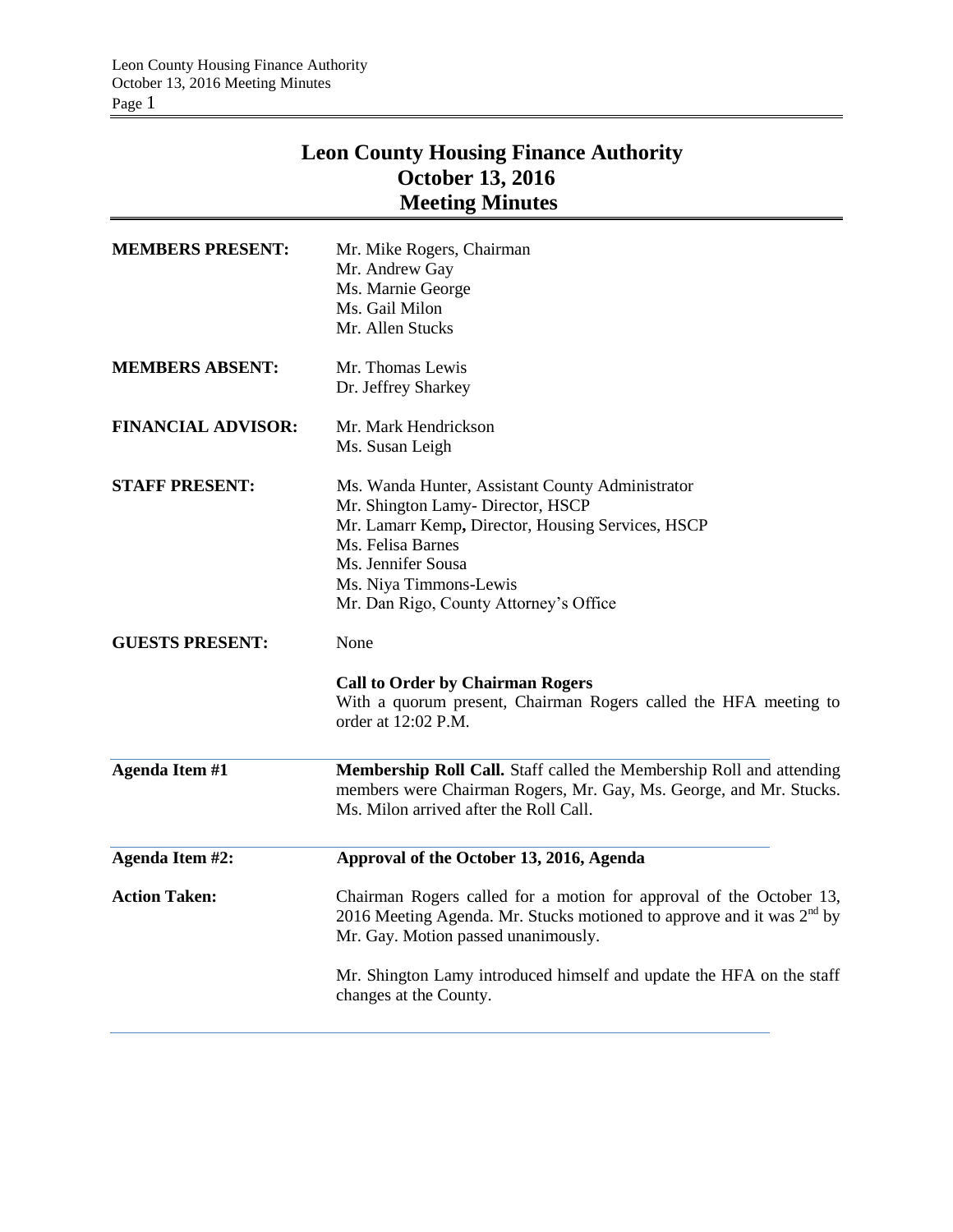# Leon County Housing Finance Authority
## October 13, 2016
## Meeting Minutes

**MEMBERS PRESENT:** Mr. Mike Rogers, Chairman
Mr. Andrew Gay
Ms. Marnie George
Ms. Gail Milon
Mr. Allen Stucks

**MEMBERS ABSENT:** Mr. Thomas Lewis
Dr. Jeffrey Sharkey

**FINANCIAL ADVISOR:** Mr. Mark Hendrickson
Ms. Susan Leigh

**STAFF PRESENT:** Ms. Wanda Hunter, Assistant County Administrator
Mr. Shington Lamy- Director, HSCP
Mr. Lamarr Kemp**,** Director, Housing Services, HSCP
Ms. Felisa Barnes
Ms. Jennifer Sousa
Ms. Niya Timmons-Lewis
Mr. Dan Rigo, County Attorney's Office

**GUESTS PRESENT:** None

**Call to Order by Chairman Rogers**
With a quorum present, Chairman Rogers called the HFA meeting to order at 12:02 P.M.

**Agenda Item #1** **Membership Roll Call.** Staff called the Membership Roll and attending members were Chairman Rogers, Mr. Gay, Ms. George, and Mr. Stucks. Ms. Milon arrived after the Roll Call.

**Agenda Item #2:** **Approval of the October 13, 2016, Agenda**

**Action Taken:** Chairman Rogers called for a motion for approval of the October 13, 2016 Meeting Agenda. Mr. Stucks motioned to approve and it was 2nd by Mr. Gay. Motion passed unanimously.

Mr. Shington Lamy introduced himself and update the HFA on the staff changes at the County.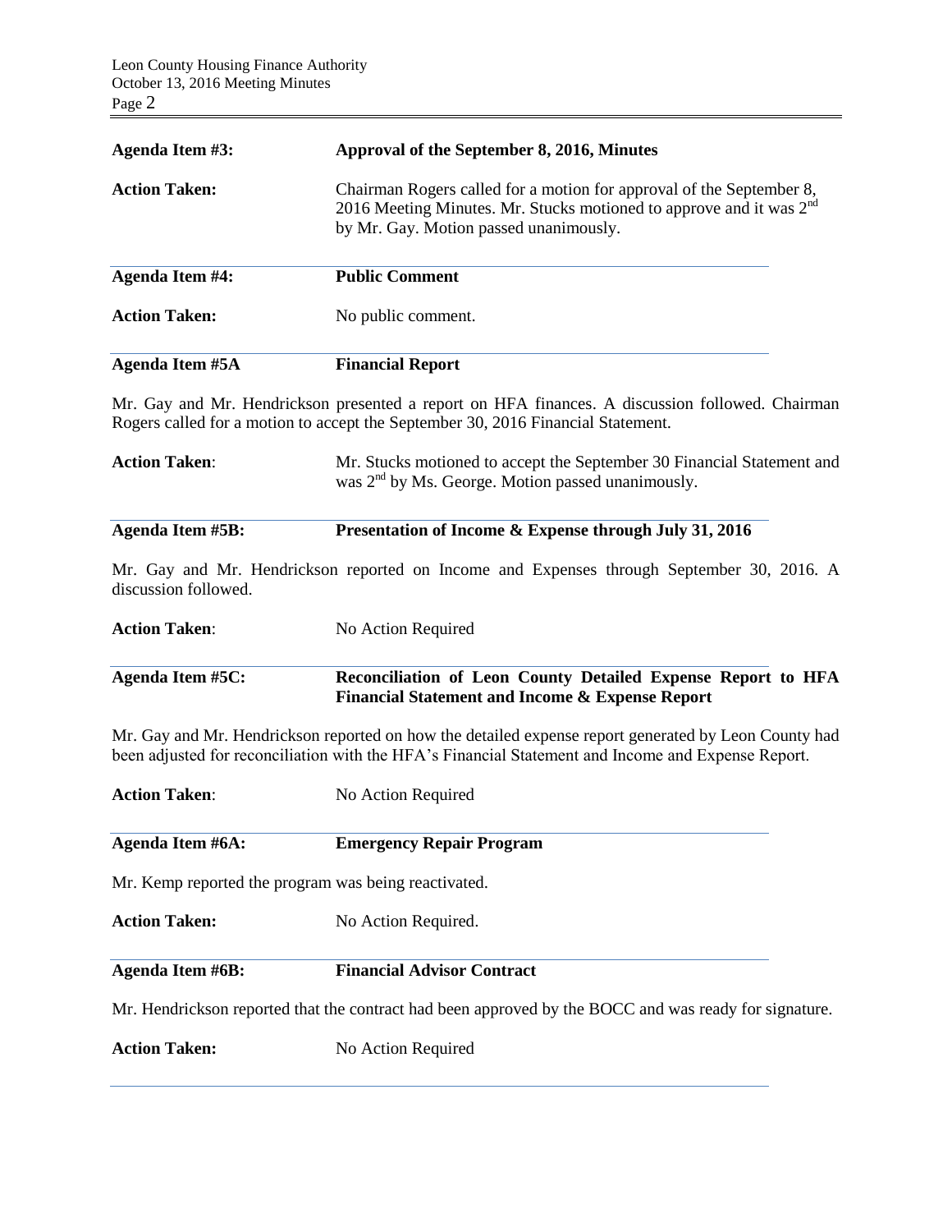| | |
|---|---|
| **Agenda Item #3:** | **Approval of the September 8, 2016, Minutes** |
| **Action Taken:** | Chairman Rogers called for a motion for approval of the September 8, 2016 Meeting Minutes. Mr. Stucks motioned to approve and it was 2nd by Mr. Gay. Motion passed unanimously. |

| | |
|---|---|
| **Agenda Item #4:** | **Public Comment** |
| **Action Taken:** | No public comment. |

| | |
|---|---|
| **Agenda Item #5A** | **Financial Report** |

Mr. Gay and Mr. Hendrickson presented a report on HFA finances. A discussion followed. Chairman Rogers called for a motion to accept the September 30, 2016 Financial Statement.

| | |
|---|---|
| **Action Taken**: | Mr. Stucks motioned to accept the September 30 Financial Statement and was 2nd by Ms. George. Motion passed unanimously. |

| | |
|---|---|
| **Agenda Item #5B:** | **Presentation of Income & Expense through July 31, 2016** |

Mr. Gay and Mr. Hendrickson reported on Income and Expenses through September 30, 2016. A discussion followed.

| | |
|---|---|
| **Action Taken**: | No Action Required |

| | |
|---|---|
| **Agenda Item #5C:** | **Reconciliation of Leon County Detailed Expense Report to HFA Financial Statement and Income & Expense Report** |

Mr. Gay and Mr. Hendrickson reported on how the detailed expense report generated by Leon County had been adjusted for reconciliation with the HFA's Financial Statement and Income and Expense Report.

| | |
|---|---|
| **Action Taken**: | No Action Required |

| | |
|---|---|
| **Agenda Item #6A:** | **Emergency Repair Program** |

Mr. Kemp reported the program was being reactivated.

| | |
|---|---|
| **Action Taken:** | No Action Required. |

| | |
|---|---|
| **Agenda Item #6B:** | **Financial Advisor Contract** |

Mr. Hendrickson reported that the contract had been approved by the BOCC and was ready for signature.

| | |
|---|---|
| **Action Taken:** | No Action Required |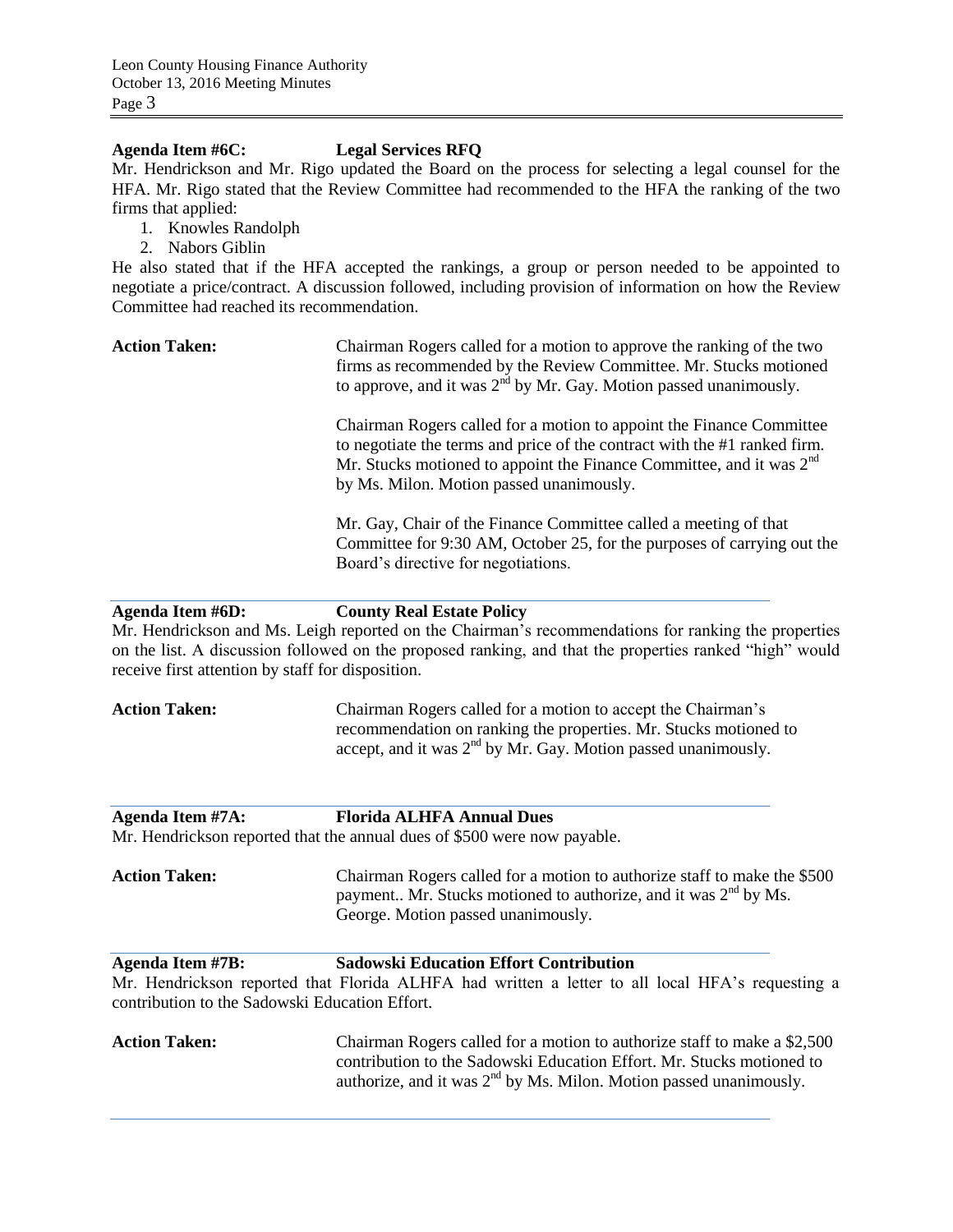**Agenda Item #6C: Legal Services RFQ**

Mr. Hendrickson and Mr. Rigo updated the Board on the process for selecting a legal counsel for the HFA. Mr. Rigo stated that the Review Committee had recommended to the HFA the ranking of the two firms that applied:

1. Knowles Randolph
2. Nabors Giblin

He also stated that if the HFA accepted the rankings, a group or person needed to be appointed to negotiate a price/contract. A discussion followed, including provision of information on how the Review Committee had reached its recommendation.

**Action Taken:** Chairman Rogers called for a motion to approve the ranking of the two firms as recommended by the Review Committee. Mr. Stucks motioned to approve, and it was 2nd by Mr. Gay. Motion passed unanimously.

Chairman Rogers called for a motion to appoint the Finance Committee to negotiate the terms and price of the contract with the #1 ranked firm. Mr. Stucks motioned to appoint the Finance Committee, and it was 2nd by Ms. Milon. Motion passed unanimously.

Mr. Gay, Chair of the Finance Committee called a meeting of that Committee for 9:30 AM, October 25, for the purposes of carrying out the Board's directive for negotiations.

**Agenda Item #6D: County Real Estate Policy**

Mr. Hendrickson and Ms. Leigh reported on the Chairman's recommendations for ranking the properties on the list. A discussion followed on the proposed ranking, and that the properties ranked "high" would receive first attention by staff for disposition.

**Action Taken:** Chairman Rogers called for a motion to accept the Chairman's recommendation on ranking the properties. Mr. Stucks motioned to accept, and it was 2nd by Mr. Gay. Motion passed unanimously.

**Agenda Item #7A: Florida ALHFA Annual Dues**

Mr. Hendrickson reported that the annual dues of $500 were now payable.

**Action Taken:** Chairman Rogers called for a motion to authorize staff to make the $500 payment.. Mr. Stucks motioned to authorize, and it was 2nd by Ms. George. Motion passed unanimously.

**Agenda Item #7B: Sadowski Education Effort Contribution**

Mr. Hendrickson reported that Florida ALHFA had written a letter to all local HFA's requesting a contribution to the Sadowski Education Effort.

**Action Taken:** Chairman Rogers called for a motion to authorize staff to make a $2,500 contribution to the Sadowski Education Effort. Mr. Stucks motioned to authorize, and it was 2nd by Ms. Milon. Motion passed unanimously.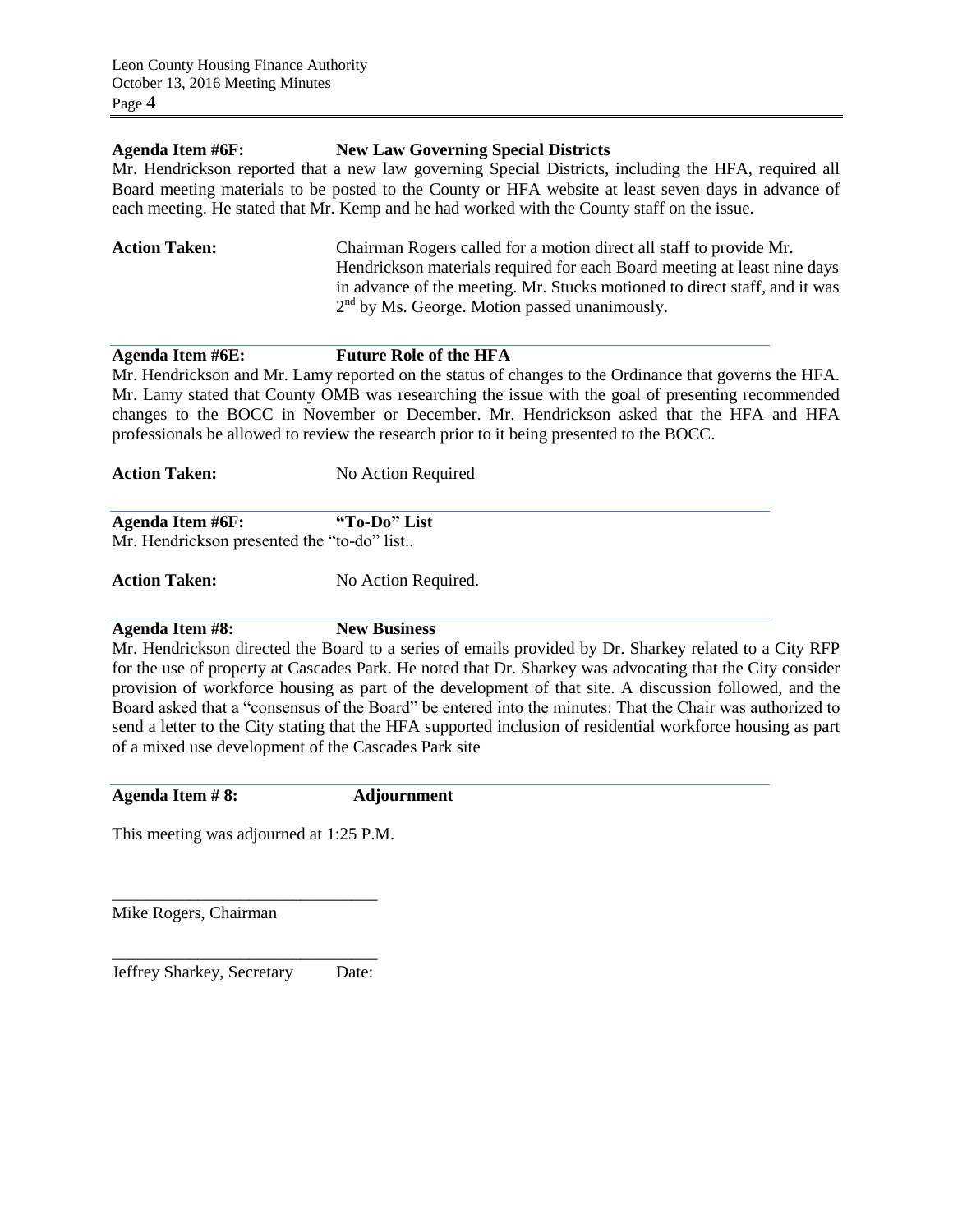**Agenda Item #6F: New Law Governing Special Districts**

Mr. Hendrickson reported that a new law governing Special Districts, including the HFA, required all Board meeting materials to be posted to the County or HFA website at least seven days in advance of each meeting. He stated that Mr. Kemp and he had worked with the County staff on the issue.

**Action Taken:** Chairman Rogers called for a motion direct all staff to provide Mr. Hendrickson materials required for each Board meeting at least nine days in advance of the meeting. Mr. Stucks motioned to direct staff, and it was 2nd by Ms. George. Motion passed unanimously.

---

**Agenda Item #6E: Future Role of the HFA**

Mr. Hendrickson and Mr. Lamy reported on the status of changes to the Ordinance that governs the HFA. Mr. Lamy stated that County OMB was researching the issue with the goal of presenting recommended changes to the BOCC in November or December. Mr. Hendrickson asked that the HFA and HFA professionals be allowed to review the research prior to it being presented to the BOCC.

**Action Taken:** No Action Required

---

**Agenda Item #6F: "To-Do" List**

Mr. Hendrickson presented the "to-do" list..

**Action Taken:** No Action Required.

---

**Agenda Item #8: New Business**

Mr. Hendrickson directed the Board to a series of emails provided by Dr. Sharkey related to a City RFP for the use of property at Cascades Park. He noted that Dr. Sharkey was advocating that the City consider provision of workforce housing as part of the development of that site. A discussion followed, and the Board asked that a "consensus of the Board" be entered into the minutes: That the Chair was authorized to send a letter to the City stating that the HFA supported inclusion of residential workforce housing as part of a mixed use development of the Cascades Park site

---

**Agenda Item # 8: Adjournment**

This meeting was adjourned at 1:25 P.M.

\_\_\_\_\_\_\_\_\_\_\_\_\_\_\_\_\_\_\_\_\_\_\_\_\_\_\_\_\_\_\_

Mike Rogers, Chairman

\_\_\_\_\_\_\_\_\_\_\_\_\_\_\_\_\_\_\_\_\_\_\_\_\_\_\_\_\_\_\_

Jeffrey Sharkey, Secretary Date: